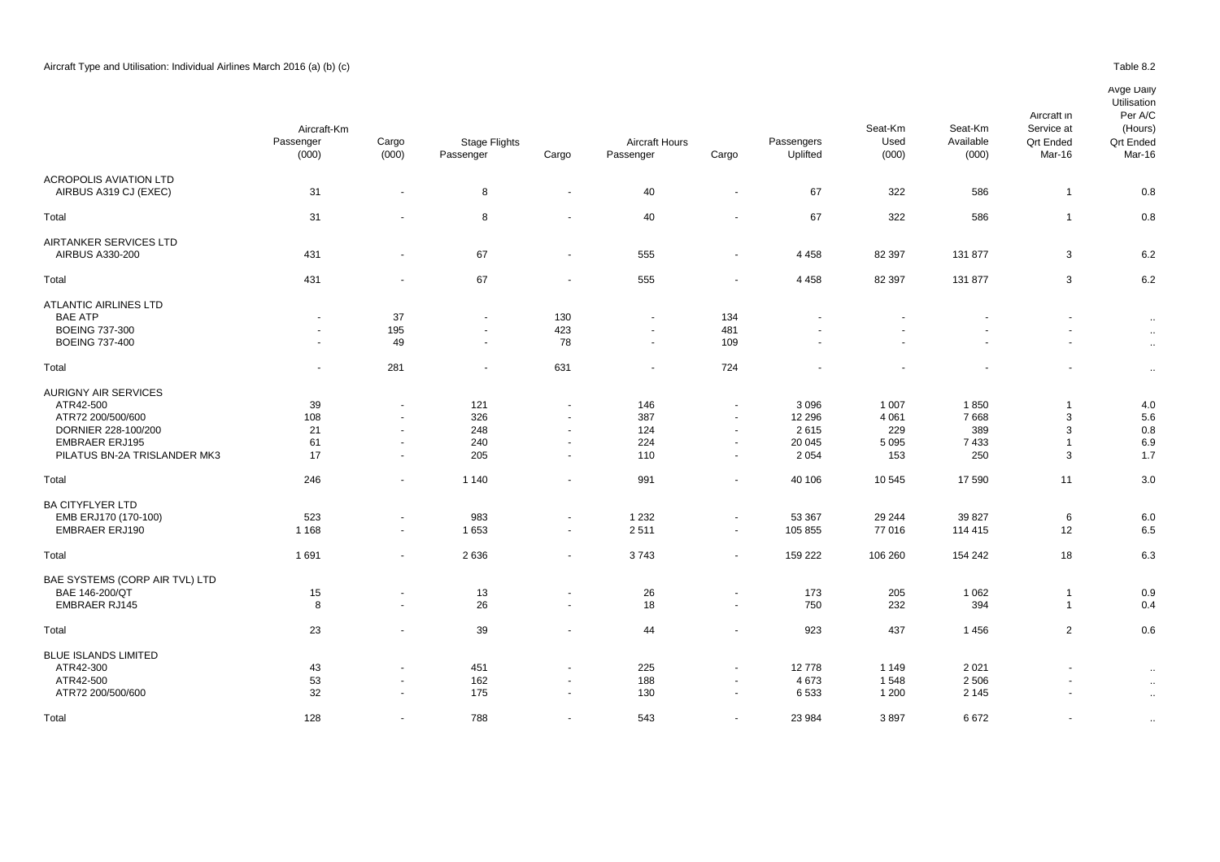Aircraft Type and Utilisation: Individual Airlines March 2016 (a) (b) (c)

Table 8.2

| | Aircraft-Km Passenger (000) | Cargo (000) | Stage Flights Passenger | Cargo | Aircraft Hours Passenger | Cargo | Passengers Uplifted | Seat-Km Used (000) | Seat-Km Available (000) | Aircraft in Service at Qrt Ended Mar-16 | Avge Daily Utilisation Per A/C (Hours) Qrt Ended Mar-16 |
|---|---|---|---|---|---|---|---|---|---|---|---|
| ACROPOLIS AVIATION LTD | | | | | | | | | | | |
| AIRBUS A319 CJ (EXEC) | 31 | - | 8 | - | 40 | - | 67 | 322 | 586 | 1 | 0.8 |
| Total | 31 | - | 8 | - | 40 | - | 67 | 322 | 586 | 1 | 0.8 |
| AIRTANKER SERVICES LTD | | | | | | | | | | | |
| AIRBUS A330-200 | 431 | - | 67 | - | 555 | - | 4 458 | 82 397 | 131 877 | 3 | 6.2 |
| Total | 431 | - | 67 | - | 555 | - | 4 458 | 82 397 | 131 877 | 3 | 6.2 |
| ATLANTIC AIRLINES LTD | | | | | | | | | | | |
| BAE ATP | - | 37 | - | 130 | - | 134 | - | - | - | - | .. |
| BOEING 737-300 | - | 195 | - | 423 | - | 481 | - | - | - | - | .. |
| BOEING 737-400 | - | 49 | - | 78 | - | 109 | - | - | - | - | .. |
| Total | - | 281 | - | 631 | - | 724 | - | - | - | - | .. |
| AURIGNY AIR SERVICES | | | | | | | | | | | |
| ATR42-500 | 39 | - | 121 | - | 146 | - | 3 096 | 1 007 | 1 850 | 1 | 4.0 |
| ATR72 200/500/600 | 108 | - | 326 | - | 387 | - | 12 296 | 4 061 | 7 668 | 3 | 5.6 |
| DORNIER 228-100/200 | 21 | - | 248 | - | 124 | - | 2 615 | 229 | 389 | 3 | 0.8 |
| EMBRAER ERJ195 | 61 | - | 240 | - | 224 | - | 20 045 | 5 095 | 7 433 | 1 | 6.9 |
| PILATUS BN-2A TRISLANDER MK3 | 17 | - | 205 | - | 110 | - | 2 054 | 153 | 250 | 3 | 1.7 |
| Total | 246 | - | 1 140 | - | 991 | - | 40 106 | 10 545 | 17 590 | 11 | 3.0 |
| BA CITYFLYER LTD | | | | | | | | | | | |
| EMB ERJ170 (170-100) | 523 | - | 983 | - | 1 232 | - | 53 367 | 29 244 | 39 827 | 6 | 6.0 |
| EMBRAER ERJ190 | 1 168 | - | 1 653 | - | 2 511 | - | 105 855 | 77 016 | 114 415 | 12 | 6.5 |
| Total | 1 691 | - | 2 636 | - | 3 743 | - | 159 222 | 106 260 | 154 242 | 18 | 6.3 |
| BAE SYSTEMS (CORP AIR TVL) LTD | | | | | | | | | | | |
| BAE 146-200/QT | 15 | - | 13 | - | 26 | - | 173 | 205 | 1 062 | 1 | 0.9 |
| EMBRAER RJ145 | 8 | - | 26 | - | 18 | - | 750 | 232 | 394 | 1 | 0.4 |
| Total | 23 | - | 39 | - | 44 | - | 923 | 437 | 1 456 | 2 | 0.6 |
| BLUE ISLANDS LIMITED | | | | | | | | | | | |
| ATR42-300 | 43 | - | 451 | - | 225 | - | 12 778 | 1 149 | 2 021 | - | .. |
| ATR42-500 | 53 | - | 162 | - | 188 | - | 4 673 | 1 548 | 2 506 | - | .. |
| ATR72 200/500/600 | 32 | - | 175 | - | 130 | - | 6 533 | 1 200 | 2 145 | - | .. |
| Total | 128 | - | 788 | - | 543 | - | 23 984 | 3 897 | 6 672 | - | .. |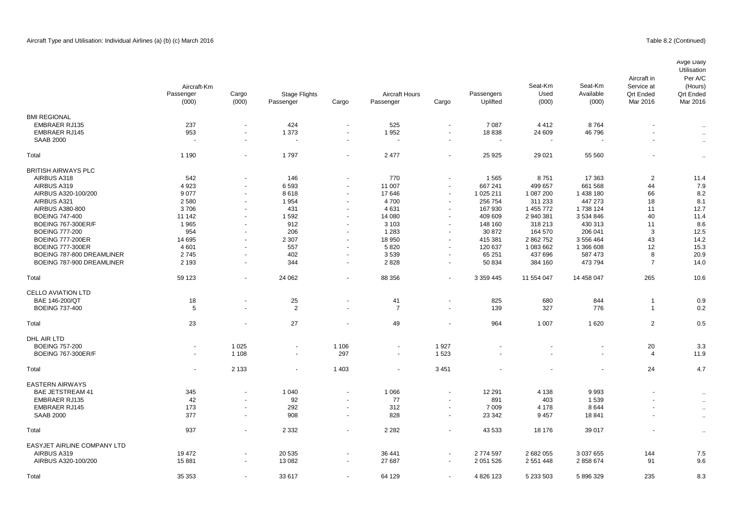Aircraft Type and Utilisation: Individual Airlines (a) (b) (c) March 2016

Table 8.2 (Continued)

| | Aircraft-Km Passenger (000) | Aircraft-Km Cargo (000) | Stage Flights Passenger | Stage Flights Cargo | Aircraft Hours Passenger | Aircraft Hours Cargo | Passengers Uplifted | Seat-Km Used (000) | Seat-Km Available (000) | Aircraft in Service at Qrt Ended Mar 2016 | Avge Daily Utilisation Per A/C (Hours) Qrt Ended Mar 2016 |
|---|---|---|---|---|---|---|---|---|---|---|---|
| BMI REGIONAL | | | | | | | | | | | |
| EMBRAER RJ135 | 237 | - | 424 | - | 525 | - | 7 087 | 4 412 | 8 764 | - | .. |
| EMBRAER RJ145 | 953 | - | 1 373 | - | 1 952 | - | 18 838 | 24 609 | 46 796 | - | .. |
| SAAB 2000 | - | - | - | - | - | - | - | - | - | - | .. |
| Total | 1 190 | - | 1 797 | - | 2 477 | - | 25 925 | 29 021 | 55 560 | - | .. |
| BRITISH AIRWAYS PLC | | | | | | | | | | | |
| AIRBUS A318 | 542 | - | 146 | - | 770 | - | 1 565 | 8 751 | 17 363 | 2 | 11.4 |
| AIRBUS A319 | 4 923 | - | 6 593 | - | 11 007 | - | 667 241 | 499 657 | 661 568 | 44 | 7.9 |
| AIRBUS A320-100/200 | 9 077 | - | 8 618 | - | 17 646 | - | 1 025 211 | 1 087 200 | 1 438 180 | 66 | 8.2 |
| AIRBUS A321 | 2 580 | - | 1 954 | - | 4 700 | - | 256 754 | 311 233 | 447 273 | 18 | 8.1 |
| AIRBUS A380-800 | 3 706 | - | 431 | - | 4 631 | - | 167 930 | 1 455 772 | 1 738 124 | 11 | 12.7 |
| BOEING 747-400 | 11 142 | - | 1 592 | - | 14 080 | - | 409 609 | 2 940 381 | 3 534 846 | 40 | 11.4 |
| BOEING 767-300ER/F | 1 965 | - | 912 | - | 3 103 | - | 148 160 | 318 213 | 430 313 | 11 | 8.6 |
| BOEING 777-200 | 954 | - | 206 | - | 1 283 | - | 30 872 | 164 570 | 206 041 | 3 | 12.5 |
| BOEING 777-200ER | 14 695 | - | 2 307 | - | 18 950 | - | 415 381 | 2 862 752 | 3 556 464 | 43 | 14.2 |
| BOEING 777-300ER | 4 601 | - | 557 | - | 5 820 | - | 120 637 | 1 083 662 | 1 366 608 | 12 | 15.3 |
| BOEING 787-800 DREAMLINER | 2 745 | - | 402 | - | 3 539 | - | 65 251 | 437 696 | 587 473 | 8 | 20.9 |
| BOEING 787-900 DREAMLINER | 2 193 | - | 344 | - | 2 828 | - | 50 834 | 384 160 | 473 794 | 7 | 14.0 |
| Total | 59 123 | - | 24 062 | - | 88 356 | - | 3 359 445 | 11 554 047 | 14 458 047 | 265 | 10.6 |
| CELLO AVIATION LTD | | | | | | | | | | | |
| BAE 146-200/QT | 18 | - | 25 | - | 41 | - | 825 | 680 | 844 | 1 | 0.9 |
| BOEING 737-400 | 5 | - | 2 | - | 7 | - | 139 | 327 | 776 | 1 | 0.2 |
| Total | 23 | - | 27 | - | 49 | - | 964 | 1 007 | 1 620 | 2 | 0.5 |
| DHL AIR LTD | | | | | | | | | | | |
| BOEING 757-200 | - | 1 025 | - | 1 106 | - | 1 927 | - | - | - | 20 | 3.3 |
| BOEING 767-300ER/F | - | 1 108 | - | 297 | - | 1 523 | - | - | - | 4 | 11.9 |
| Total | - | 2 133 | - | 1 403 | - | 3 451 | - | - | - | 24 | 4.7 |
| EASTERN AIRWAYS | | | | | | | | | | | |
| BAE JETSTREAM 41 | 345 | - | 1 040 | - | 1 066 | - | 12 291 | 4 138 | 9 993 | - | .. |
| EMBRAER RJ135 | 42 | - | 92 | - | 77 | - | 891 | 403 | 1 539 | - | .. |
| EMBRAER RJ145 | 173 | - | 292 | - | 312 | - | 7 009 | 4 178 | 8 644 | - | .. |
| SAAB 2000 | 377 | - | 908 | - | 828 | - | 23 342 | 9 457 | 18 841 | - | .. |
| Total | 937 | - | 2 332 | - | 2 282 | - | 43 533 | 18 176 | 39 017 | - | .. |
| EASYJET AIRLINE COMPANY LTD | | | | | | | | | | | |
| AIRBUS A319 | 19 472 | - | 20 535 | - | 36 441 | - | 2 774 597 | 2 682 055 | 3 037 655 | 144 | 7.5 |
| AIRBUS A320-100/200 | 15 881 | - | 13 082 | - | 27 687 | - | 2 051 526 | 2 551 448 | 2 858 674 | 91 | 9.6 |
| Total | 35 353 | - | 33 617 | - | 64 129 | - | 4 826 123 | 5 233 503 | 5 896 329 | 235 | 8.3 |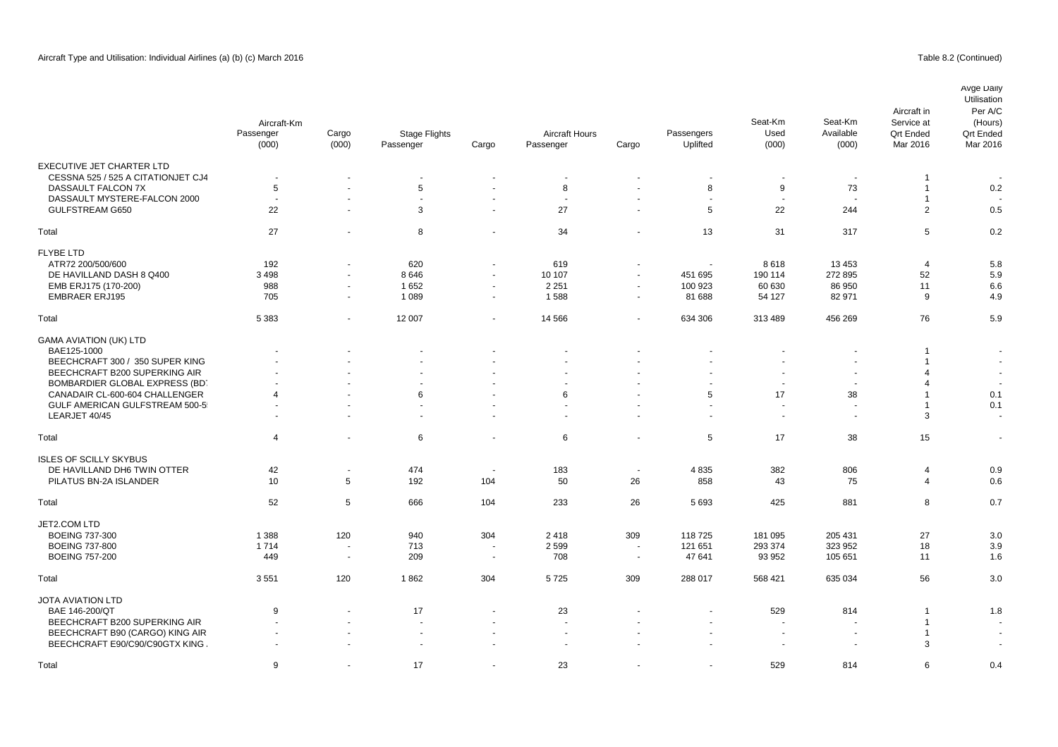Aircraft Type and Utilisation: Individual Airlines (a) (b) (c) March 2016

Table 8.2 (Continued)

| | Aircraft-Km Passenger (000) | Cargo (000) | Stage Flights Passenger | Cargo | Aircraft Hours Passenger | Cargo | Passengers Uplifted | Seat-Km Used (000) | Seat-Km Available (000) | Aircraft in Service at Qrt Ended Mar 2016 | Avge Daily Utilisation Per A/C (Hours) Qrt Ended Mar 2016 |
|---|---|---|---|---|---|---|---|---|---|---|---|
| EXECUTIVE JET CHARTER LTD | | | | | | | | | | | |
| CESSNA 525 / 525 A CITATIONJET CJ4 | - | - | - | - | - | - | - | - | - | 1 | - |
| DASSAULT FALCON 7X | 5 | - | 5 | - | 8 | - | 8 | 9 | 73 | 1 | 0.2 |
| DASSAULT MYSTERE-FALCON 2000 | - | - | - | - | - | - | - | - | - | 1 | - |
| GULFSTREAM G650 | 22 | - | 3 | - | 27 | - | 5 | 22 | 244 | 2 | 0.5 |
| Total | 27 | - | 8 | - | 34 | - | 13 | 31 | 317 | 5 | 0.2 |
| FLYBE LTD | | | | | | | | | | | |
| ATR72 200/500/600 | 192 | - | 620 | - | 619 | - | - | 8 618 | 13 453 | 4 | 5.8 |
| DE HAVILLAND DASH 8 Q400 | 3 498 | - | 8 646 | - | 10 107 | - | 451 695 | 190 114 | 272 895 | 52 | 5.9 |
| EMB ERJ175 (170-200) | 988 | - | 1 652 | - | 2 251 | - | 100 923 | 60 630 | 86 950 | 11 | 6.6 |
| EMBRAER ERJ195 | 705 | - | 1 089 | - | 1 588 | - | 81 688 | 54 127 | 82 971 | 9 | 4.9 |
| Total | 5 383 | - | 12 007 | - | 14 566 | - | 634 306 | 313 489 | 456 269 | 76 | 5.9 |
| GAMA AVIATION (UK) LTD | | | | | | | | | | | |
| BAE125-1000 | - | - | - | - | - | - | - | - | - | 1 | - |
| BEECHCRAFT 300 / 350 SUPER KING | - | - | - | - | - | - | - | - | - | 1 | - |
| BEECHCRAFT B200 SUPERKING AIR | - | - | - | - | - | - | - | - | - | 4 | - |
| BOMBARDIER GLOBAL EXPRESS (BD | - | - | - | - | - | - | - | - | - | 4 | - |
| CANADAIR CL-600-604 CHALLENGER | 4 | - | 6 | - | 6 | - | 5 | 17 | 38 | 1 | 0.1 |
| GULF AMERICAN GULFSTREAM 500-5 | - | - | - | - | - | - | - | - | - | 1 | 0.1 |
| LEARJET 40/45 | - | - | - | - | - | - | - | - | - | 3 | - |
| Total | 4 | - | 6 | - | 6 | - | 5 | 17 | 38 | 15 | - |
| ISLES OF SCILLY SKYBUS | | | | | | | | | | | |
| DE HAVILLAND DH6 TWIN OTTER | 42 | - | 474 | - | 183 | - | 4 835 | 382 | 806 | 4 | 0.9 |
| PILATUS BN-2A ISLANDER | 10 | 5 | 192 | 104 | 50 | 26 | 858 | 43 | 75 | 4 | 0.6 |
| Total | 52 | 5 | 666 | 104 | 233 | 26 | 5 693 | 425 | 881 | 8 | 0.7 |
| JET2.COM LTD | | | | | | | | | | | |
| BOEING 737-300 | 1 388 | 120 | 940 | 304 | 2 418 | 309 | 118 725 | 181 095 | 205 431 | 27 | 3.0 |
| BOEING 737-800 | 1 714 | - | 713 | - | 2 599 | - | 121 651 | 293 374 | 323 952 | 18 | 3.9 |
| BOEING 757-200 | 449 | - | 209 | - | 708 | - | 47 641 | 93 952 | 105 651 | 11 | 1.6 |
| Total | 3 551 | 120 | 1 862 | 304 | 5 725 | 309 | 288 017 | 568 421 | 635 034 | 56 | 3.0 |
| JOTA AVIATION LTD | | | | | | | | | | | |
| BAE 146-200/QT | 9 | - | 17 | - | 23 | - | - | 529 | 814 | 1 | 1.8 |
| BEECHCRAFT B200 SUPERKING AIR | - | - | - | - | - | - | - | - | - | 1 | - |
| BEECHCRAFT B90 (CARGO) KING AIR | - | - | - | - | - | - | - | - | - | 1 | - |
| BEECHCRAFT E90/C90/C90GTX KING | - | - | - | - | - | - | - | - | - | 3 | - |
| Total | 9 | - | 17 | - | 23 | - | - | 529 | 814 | 6 | 0.4 |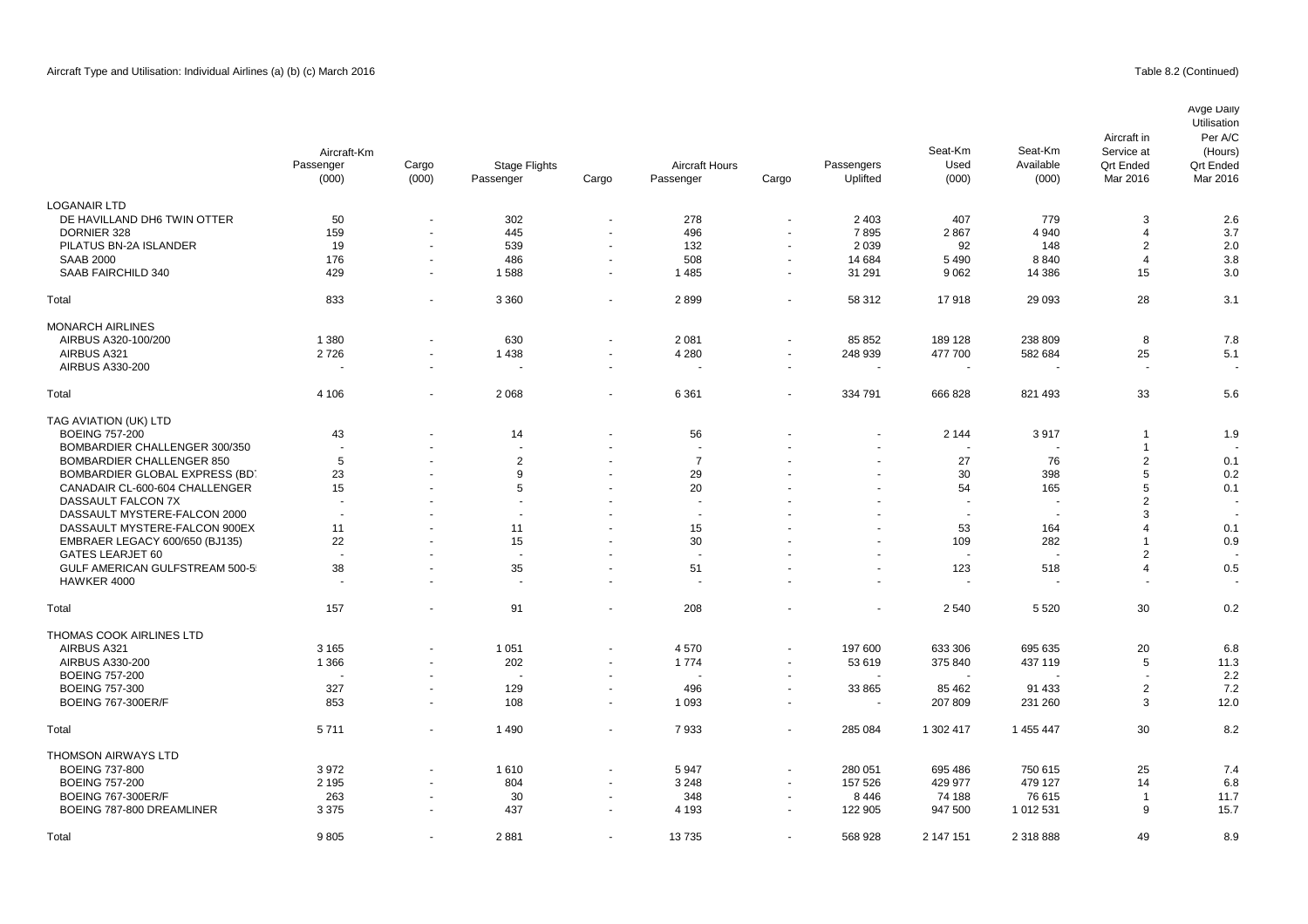Aircraft Type and Utilisation: Individual Airlines (a) (b) (c) March 2016

Table 8.2 (Continued)

| | Aircraft-Km Passenger (000) | Cargo (000) | Stage Flights Passenger | Cargo | Aircraft Hours Passenger | Cargo | Passengers Uplifted | Seat-Km Used (000) | Seat-Km Available (000) | Aircraft in Service at Qrt Ended Mar 2016 | Avge Daily Utilisation Per A/C (Hours) Qrt Ended Mar 2016 |
|---|---|---|---|---|---|---|---|---|---|---|---|
| LOGANAIR LTD | | | | | | | | | | | |
| DE HAVILLAND DH6 TWIN OTTER | 50 | - | 302 | - | 278 | - | 2 403 | 407 | 779 | 3 | 2.6 |
| DORNIER 328 | 159 | - | 445 | - | 496 | - | 7 895 | 2 867 | 4 940 | 4 | 3.7 |
| PILATUS BN-2A ISLANDER | 19 | - | 539 | - | 132 | - | 2 039 | 92 | 148 | 2 | 2.0 |
| SAAB 2000 | 176 | - | 486 | - | 508 | - | 14 684 | 5 490 | 8 840 | 4 | 3.8 |
| SAAB FAIRCHILD 340 | 429 | - | 1 588 | - | 1 485 | - | 31 291 | 9 062 | 14 386 | 15 | 3.0 |
| Total | 833 | - | 3 360 | - | 2 899 | - | 58 312 | 17 918 | 29 093 | 28 | 3.1 |
| MONARCH AIRLINES | | | | | | | | | | | |
| AIRBUS A320-100/200 | 1 380 | - | 630 | - | 2 081 | - | 85 852 | 189 128 | 238 809 | 8 | 7.8 |
| AIRBUS A321 | 2 726 | - | 1 438 | - | 4 280 | - | 248 939 | 477 700 | 582 684 | 25 | 5.1 |
| AIRBUS A330-200 | - | - | - | - | - | - | - | - | - | - | - |
| Total | 4 106 | - | 2 068 | - | 6 361 | - | 334 791 | 666 828 | 821 493 | 33 | 5.6 |
| TAG AVIATION (UK) LTD | | | | | | | | | | | |
| BOEING 757-200 | 43 | - | 14 | - | 56 | - | - | 2 144 | 3 917 | 1 | 1.9 |
| BOMBARDIER CHALLENGER 300/350 | - | - | - | - | - | - | - | - | - | 1 | - |
| BOMBARDIER CHALLENGER 850 | 5 | - | 2 | - | 7 | - | - | 27 | 76 | 2 | 0.1 |
| BOMBARDIER GLOBAL EXPRESS (BD | 23 | - | 9 | - | 29 | - | - | 30 | 398 | 5 | 0.2 |
| CANADAIR CL-600-604 CHALLENGER | 15 | - | 5 | - | 20 | - | - | 54 | 165 | 5 | 0.1 |
| DASSAULT FALCON 7X | - | - | - | - | - | - | - | - | - | 2 | - |
| DASSAULT MYSTERE-FALCON 2000 | - | - | - | - | - | - | - | - | - | 3 | - |
| DASSAULT MYSTERE-FALCON 900EX | 11 | - | 11 | - | 15 | - | - | 53 | 164 | 4 | 0.1 |
| EMBRAER LEGACY 600/650 (BJ135) | 22 | - | 15 | - | 30 | - | - | 109 | 282 | 1 | 0.9 |
| GATES LEARJET 60 | - | - | - | - | - | - | - | - | - | 2 | - |
| GULF AMERICAN GULFSTREAM 500-5 | 38 | - | 35 | - | 51 | - | - | 123 | 518 | 4 | 0.5 |
| HAWKER 4000 | - | - | - | - | - | - | - | - | - | - | - |
| Total | 157 | - | 91 | - | 208 | - | - | 2 540 | 5 520 | 30 | 0.2 |
| THOMAS COOK AIRLINES LTD | | | | | | | | | | | |
| AIRBUS A321 | 3 165 | - | 1 051 | - | 4 570 | - | 197 600 | 633 306 | 695 635 | 20 | 6.8 |
| AIRBUS A330-200 | 1 366 | - | 202 | - | 1 774 | - | 53 619 | 375 840 | 437 119 | 5 | 11.3 |
| BOEING 757-200 | - | - | - | - | - | - | - | - | - | - | 2.2 |
| BOEING 757-300 | 327 | - | 129 | - | 496 | - | 33 865 | 85 462 | 91 433 | 2 | 7.2 |
| BOEING 767-300ER/F | 853 | - | 108 | - | 1 093 | - | - | 207 809 | 231 260 | 3 | 12.0 |
| Total | 5 711 | - | 1 490 | - | 7 933 | - | 285 084 | 1 302 417 | 1 455 447 | 30 | 8.2 |
| THOMSON AIRWAYS LTD | | | | | | | | | | | |
| BOEING 737-800 | 3 972 | - | 1 610 | - | 5 947 | - | 280 051 | 695 486 | 750 615 | 25 | 7.4 |
| BOEING 757-200 | 2 195 | - | 804 | - | 3 248 | - | 157 526 | 429 977 | 479 127 | 14 | 6.8 |
| BOEING 767-300ER/F | 263 | - | 30 | - | 348 | - | 8 446 | 74 188 | 76 615 | 1 | 11.7 |
| BOEING 787-800 DREAMLINER | 3 375 | - | 437 | - | 4 193 | - | 122 905 | 947 500 | 1 012 531 | 9 | 15.7 |
| Total | 9 805 | - | 2 881 | - | 13 735 | - | 568 928 | 2 147 151 | 2 318 888 | 49 | 8.9 |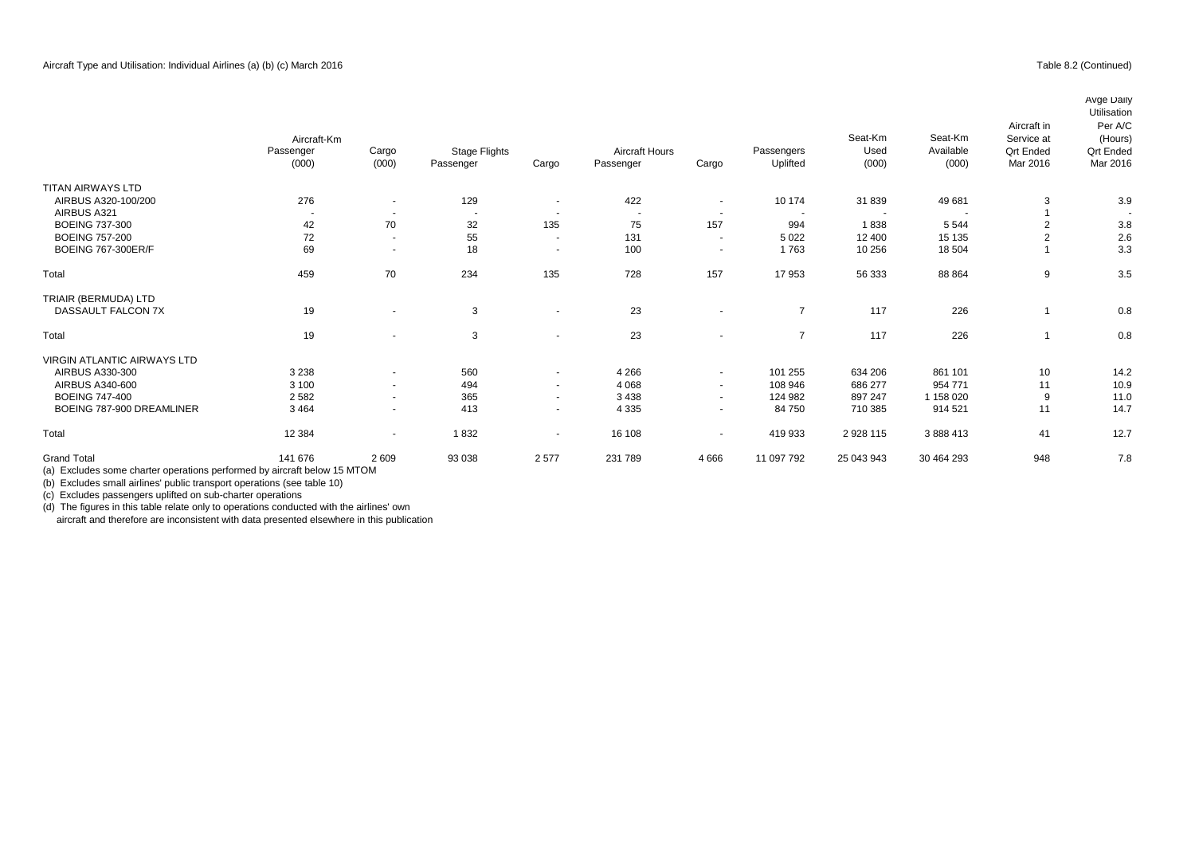Aircraft Type and Utilisation: Individual Airlines (a) (b) (c) March 2016

Table 8.2 (Continued)

| | Aircraft-Km Passenger (000) | Cargo (000) | Stage Flights Passenger | Cargo | Aircraft Hours Passenger | Cargo | Passengers Uplifted | Seat-Km Used (000) | Seat-Km Available (000) | Aircraft in Service at Qrt Ended Mar 2016 | Avge Daily Utilisation Per A/C (Hours) Qrt Ended Mar 2016 |
|---|---|---|---|---|---|---|---|---|---|---|---|
| TITAN AIRWAYS LTD | | | | | | | | | | | |
| AIRBUS A320-100/200 | 276 | - | 129 | - | 422 | - | 10 174 | 31 839 | 49 681 | 3 | 3.9 |
| AIRBUS A321 | - | - | - | - | - | - | - | - | - | 1 | - |
| BOEING 737-300 | 42 | 70 | 32 | 135 | 75 | 157 | 994 | 1 838 | 5 544 | 2 | 3.8 |
| BOEING 757-200 | 72 | - | 55 | - | 131 | - | 5 022 | 12 400 | 15 135 | 2 | 2.6 |
| BOEING 767-300ER/F | 69 | - | 18 | - | 100 | - | 1 763 | 10 256 | 18 504 | 1 | 3.3 |
| Total | 459 | 70 | 234 | 135 | 728 | 157 | 17 953 | 56 333 | 88 864 | 9 | 3.5 |
| TRAIR (BERMUDA) LTD | | | | | | | | | | | |
| DASSAULT FALCON 7X | 19 | - | 3 | - | 23 | - | 7 | 117 | 226 | 1 | 0.8 |
| Total | 19 | - | 3 | - | 23 | - | 7 | 117 | 226 | 1 | 0.8 |
| VIRGIN ATLANTIC AIRWAYS LTD | | | | | | | | | | | |
| AIRBUS A330-300 | 3 238 | - | 560 | - | 4 266 | - | 101 255 | 634 206 | 861 101 | 10 | 14.2 |
| AIRBUS A340-600 | 3 100 | - | 494 | - | 4 068 | - | 108 946 | 686 277 | 954 771 | 11 | 10.9 |
| BOEING 747-400 | 2 582 | - | 365 | - | 3 438 | - | 124 982 | 897 247 | 1 158 020 | 9 | 11.0 |
| BOEING 787-900 DREAMLINER | 3 464 | - | 413 | - | 4 335 | - | 84 750 | 710 385 | 914 521 | 11 | 14.7 |
| Total | 12 384 | - | 1 832 | - | 16 108 | - | 419 933 | 2 928 115 | 3 888 413 | 41 | 12.7 |
| Grand Total | 141 676 | 2 609 | 93 038 | 2 577 | 231 789 | 4 666 | 11 097 792 | 25 043 943 | 30 464 293 | 948 | 7.8 |

(a) Excludes some charter operations performed by aircraft below 15 MTOM

(b) Excludes small airlines' public transport operations (see table 10)

(c) Excludes passengers uplifted on sub-charter operations

(d) The figures in this table relate only to operations conducted with the airlines' own aircraft and therefore are inconsistent with data presented elsewhere in this publication